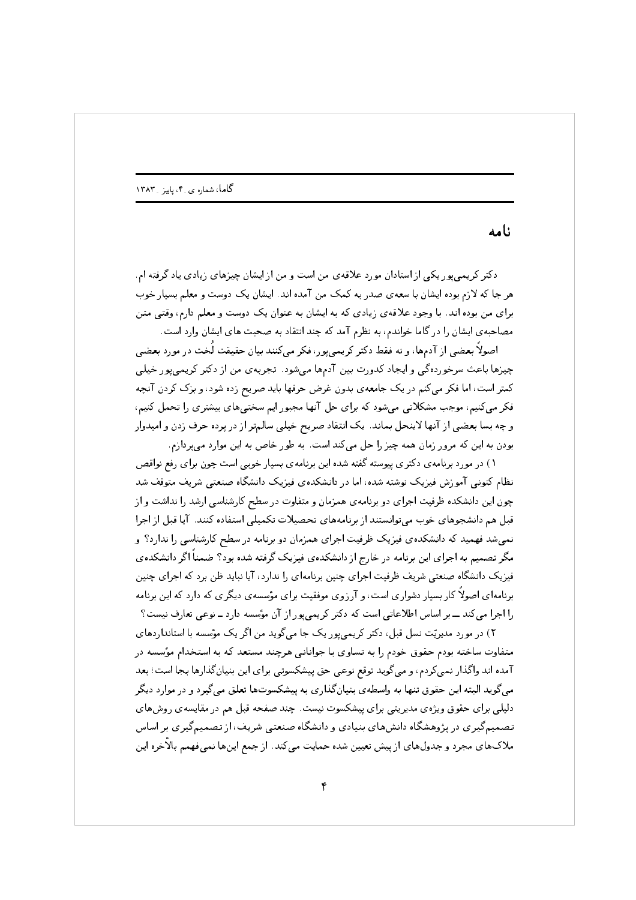# نامه

دکتر کریمی‌پور یکی از استادان مورد علاقه‌ی من است و من از ایشان چیزهای زیادی یاد گرفته ام. هر جا که لازم بوده ایشان با سعه‌ی صدر به کمک من آمده اند. ایشان یک دوست و معلم بسیار خوب برای من بوده اند. با وجود علاقه‌ی زیادی که به ایشان به عنوان یک دوست و معلم دارم، وقتی متن مصاحبه‌ی ایشان را در گاما خواندم، به نظرم آمد که چند انتقاد به صحبت های ایشان وارد است.

اصولاً بعضی از آدم‌ها، و نه فقط دکتر کریمی‌پور، فکر می‌کنند بیان حقیقت لُخت در مورد بعضی چیزها باعث سرخورده‌گی و ایجاد کدورت بین آدم‌ها می‌شود. تجربه‌ی من از دکتر کریمی‌پور خیلی کمتر است، اما فکر می‌کنم در یک جامعه‌ی بدون غرض حرفها باید صریح زده شود، و بزک کردن آنچه فکر می‌کنیم، موجب مشکلاتی می‌شود که برای حل آنها مجبور ایم سختی‌های بیشتری را تحمل کنیم، و چه بسا بعضی از آنها لاینحل بماند. یک انتقاد صریح خیلی سالم‌تر از در پرده حرف زدن و امیدوار بودن به این که مرور زمان همه چیز را حل می‌کند است. به طور خاص به این موارد می‌پردازم.

۱) در مورد برنامه‌ی دکتری پیوسته گفته شده این برنامه‌ی بسیار خوبی است چون برای رفع نواقص نظام کنونی آموزش فیزیک نوشته شده، اما در دانشکده‌ی فیزیک دانشگاه صنعتی شریف متوقف شد چون این دانشکده ظرفیت اجرای دو برنامه‌ی همزمان و متفاوت در سطح کارشناسی ارشد را نداشت و از قبل هم دانشجوهای خوب می‌توانستند از برنامه‌های تحصیلات تکمیلی استفاده کنند. آیا قبل از اجرا نمی‌شد فهمید که دانشکده‌ی فیزیک ظرفیت اجرای همزمان دو برنامه در سطح کارشناسی را ندارد؟ و مگر تصمیم به اجرای این برنامه در خارج از دانشکده‌ی فیزیک گرفته شده بود؟ ضمناً اگر دانشکده‌ی فیزیک دانشگاه صنعتی شریف ظرفیت اجرای چنین برنامه‌ای را ندارد، آیا نباید ظن برد که اجرای چنین برنامه‌ای اصولاً کار بسیار دشواری است، و آرزوی موفقیت برای مؤسسه‌ی دیگری که دارد که این برنامه را اجرا می‌کند ــ بر اساس اطلاعاتی است که دکتر کریمی‌پور از آن مؤسسه دارد ــ نوعی تعارف نیست؟

۲) در مورد مدیریّت نسل قبل، دکتر کریمی‌پور یک جا می‌گوید من اگر یک مؤسسه با استانداردهای متفاوت ساخته بودم حقوق خودم را به تساوی با جوانانی هرچند مستعد که به استخدام مؤسسه در آمده اند واگذار نمی‌کردم، و می‌گوید توقع نوعی حق پیشکسوتی برای این بنیان‌گذارها بجا است؛ بعد می‌گوید البته این حقوق تنها به واسطه‌ی بنیان‌گذاری به پیشکسوت‌ها تعلق می‌گیرد و در موارد دیگر دلیلی برای حقوق ویژه‌ی مدیریتی برای پیشکسوت نیست. چند صفحه قبل هم در مقایسه‌ی روش‌های تصمیم‌گیری در پژوهشگاه دانش‌های بنیادی و دانشگاه صنعتی شریف، از تصمیم‌گیری بر اساس ملاک‌های مجرد و جدول‌های از پیش تعیین شده حمایت می‌کند. از جمع این‌ها نمی‌فهمم بالأخره این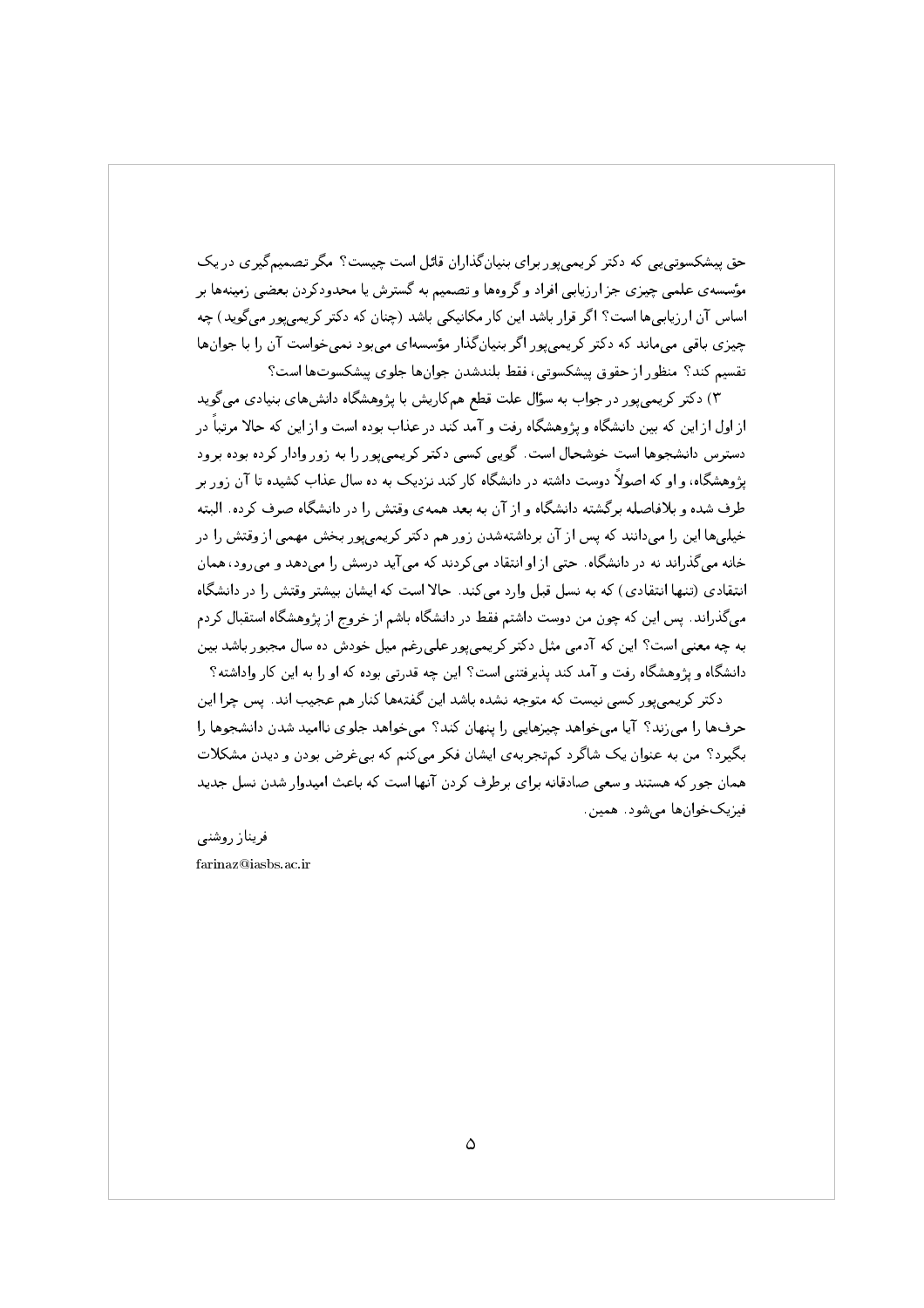حق پیشکسوتی‌یی که دکتر کریمی‌پور برای بنیان‌گذاران قائل است چیست؟ مگر تصمیم‌گیری در یک مؤسسه‌ی علمی چیزی جز ارزیابی افراد و گروه‌ها و تصمیم به گسترش یا محدودکردن بعضی زمینه‌ها بر اساس آن ارزیابی‌ها است؟ اگر قرار باشد این کار مکانیکی باشد (چنان که دکتر کریمی‌پور می‌گوید) چه چیزی باقی می‌ماند که دکتر کریمی‌پور اگر بنیان‌گذار مؤسسه‌ای می‌بود نمی‌خواست آن را با جوان‌ها تقسیم کند؟ منظور از حقوق پیشکسوتی، فقط بلندشدن جوان‌ها جلوی پیشکسوت‌ها است؟

۳) دکتر کریمی‌پور در جواب به سؤال علت قطع هم‌کاریش با پژوهشگاه دانش‌های بنیادی می‌گوید از اول از این که بین دانشگاه و پژوهشگاه رفت و آمد کند در عذاب بوده است و از این که حالا مرتباً در دسترس دانشجوها است خوشحال است. گویی کسی دکتر کریمی‌پور را به زور وادار کرده بوده برود پژوهشگاه، و او که اصولاً دوست داشته در دانشگاه کار کند نزدیک به ده سال عذاب کشیده تا آن زور بر طرف شده و بلافاصله برگشته دانشگاه و از آن به بعد همه‌ی وقتش را در دانشگاه صرف کرده. البته خیلی‌ها این را می‌دانند که پس از آن برداشته‌شدن زور هم دکتر کریمی‌پور بخش مهمی از وقتش را در خانه می‌گذراند نه در دانشگاه. حتی از او انتقاد می‌کردند که می‌آید درسش را می‌دهد و می‌رود، همان انتقادی (تنها انتقادی) که به نسل قبل وارد می‌کند. حالا است که ایشان بیشتر وقتش را در دانشگاه می‌گذراند. پس این که چون من دوست داشتم فقط در دانشگاه باشم از خروج از پژوهشگاه استقبال کردم به چه معنی است؟ این که آدمی مثل دکتر کریمی‌پور علی‌رغم میل خودش ده سال مجبور باشد بین دانشگاه و پژوهشگاه رفت و آمد کند پذیرفتنی است؟ این چه قدرتی بوده که او را به این کار واداشته؟

دکتر کریمی‌پور کسی نیست که متوجه نشده باشد این گفته‌ها کنار هم عجیب اند. پس چرا این حرف‌ها را می‌زند؟ آیا می‌خواهد چیزهایی را پنهان کند؟ می‌خواهد جلوی ناامید شدن دانشجوها را بگیرد؟ من به عنوان یک شاگرد کم‌تجربه‌ی ایشان فکر می‌کنم که بی‌غرض بودن و دیدن مشکلات همان جور که هستند و سعی صادقانه برای برطرف کردن آنها است که باعث امیدوار شدن نسل جدید فیزیک‌خوان‌ها می‌شود. همین.

فریناز روشنی

farinaz@iasbs.ac.ir